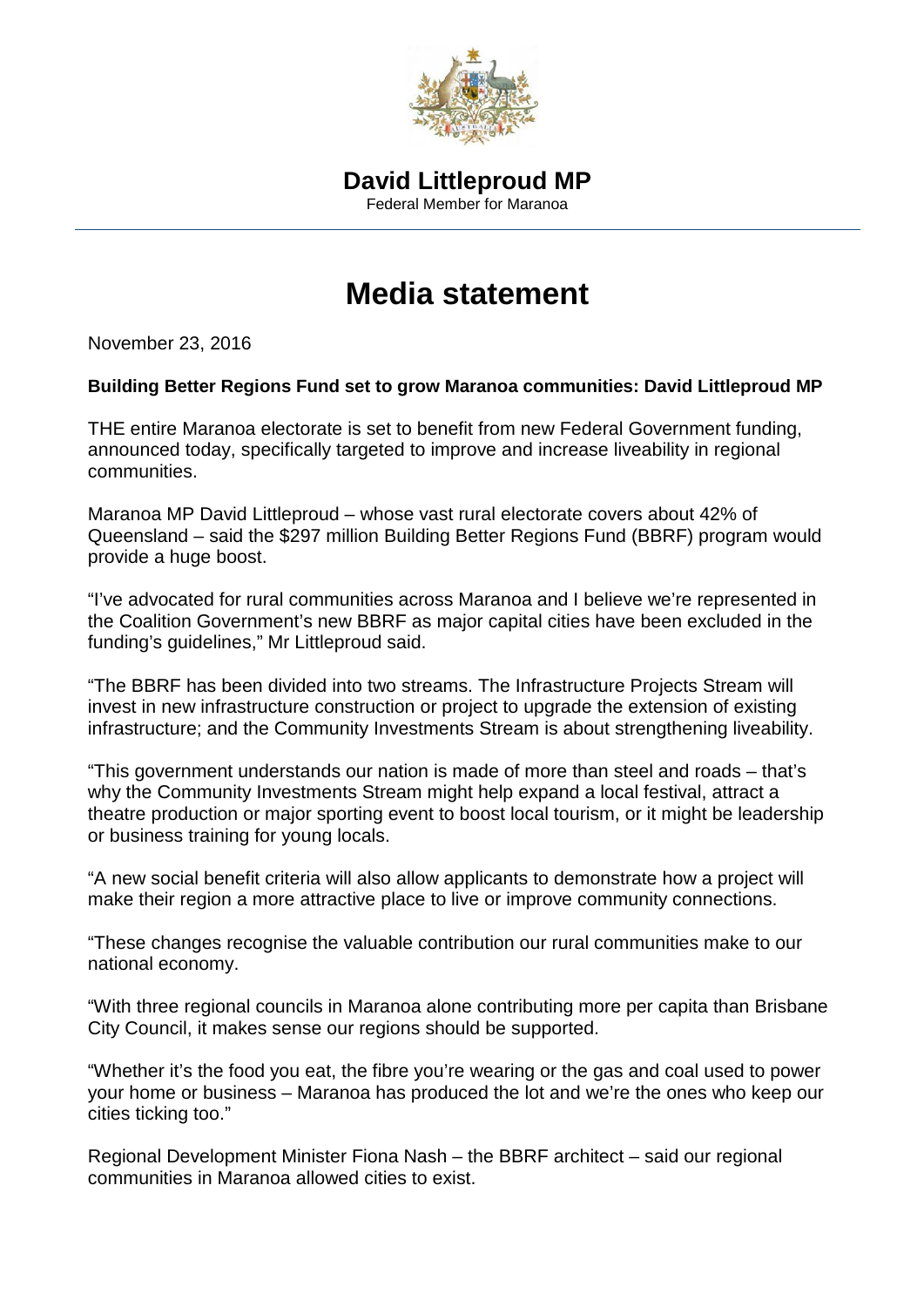**David Littleproud MP**

Federal Member for Maranoa

# Media statement

November 23, 2016

**Building Better Regions Fund set to grow Maranoa communities: David Littleproud MP**

THE entire Maranoa electorate is set to benefit from new Federal Government funding, announced today, specifically targeted to improve and increase liveability in regional communities.

Maranoa MP David Littleproud – whose vast rural electorate covers about 42% of Queensland – said the $297 million Building Better Regions Fund (BBRF) program would provide a huge boost.

"I've advocated for rural communities across Maranoa and I believe we're represented in the Coalition Government's new BBRF as major capital cities have been excluded in the funding's guidelines," Mr Littleproud said.

"The BBRF has been divided into two streams. The Infrastructure Projects Stream will invest in new infrastructure construction or project to upgrade the extension of existing infrastructure; and the Community Investments Stream is about strengthening liveability.

"This government understands our nation is made of more than steel and roads – that's why the Community Investments Stream might help expand a local festival, attract a theatre production or major sporting event to boost local tourism, or it might be leadership or business training for young locals.

"A new social benefit criteria will also allow applicants to demonstrate how a project will make their region a more attractive place to live or improve community connections.

"These changes recognise the valuable contribution our rural communities make to our national economy.

"With three regional councils in Maranoa alone contributing more per capita than Brisbane City Council, it makes sense our regions should be supported.

"Whether it's the food you eat, the fibre you're wearing or the gas and coal used to power your home or business – Maranoa has produced the lot and we're the ones who keep our cities ticking too."

Regional Development Minister Fiona Nash – the BBRF architect – said our regional communities in Maranoa allowed cities to exist.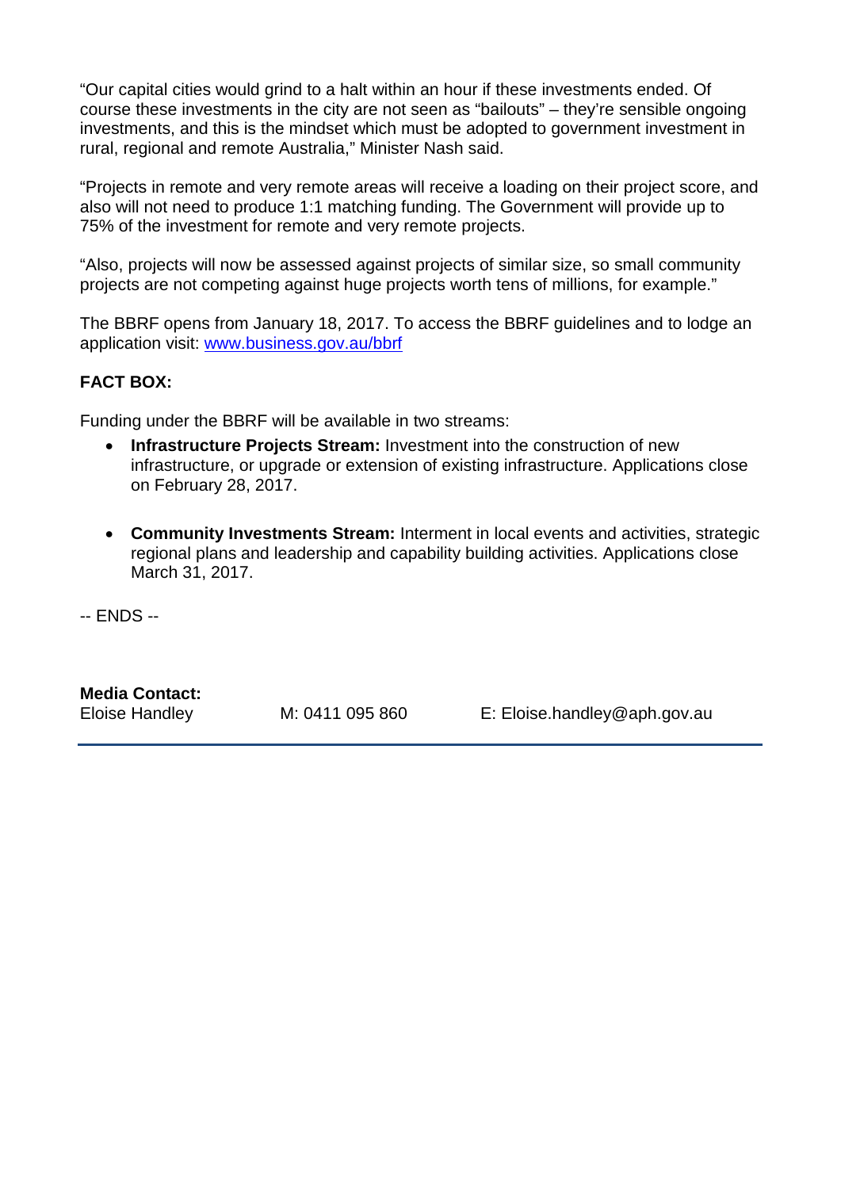"Our capital cities would grind to a halt within an hour if these investments ended. Of course these investments in the city are not seen as "bailouts" – they're sensible ongoing investments, and this is the mindset which must be adopted to government investment in rural, regional and remote Australia," Minister Nash said.

"Projects in remote and very remote areas will receive a loading on their project score, and also will not need to produce 1:1 matching funding. The Government will provide up to 75% of the investment for remote and very remote projects.

"Also, projects will now be assessed against projects of similar size, so small community projects are not competing against huge projects worth tens of millions, for example."

The BBRF opens from January 18, 2017. To access the BBRF guidelines and to lodge an application visit: [www.business.gov.au/bbrf](http://www.business.gov.au/bbrf)

**FACT BOX:**

Funding under the BBRF will be available in two streams:

- **Infrastructure Projects Stream:** Investment into the construction of new infrastructure, or upgrade or extension of existing infrastructure. Applications close on February 28, 2017.

- **Community Investments Stream:** Interment in local events and activities, strategic regional plans and leadership and capability building activities. Applications close March 31, 2017.

-- ENDS --

**Media Contact:**

Eloise Handley M: 0411 095 860 E: Eloise.handley@aph.gov.au